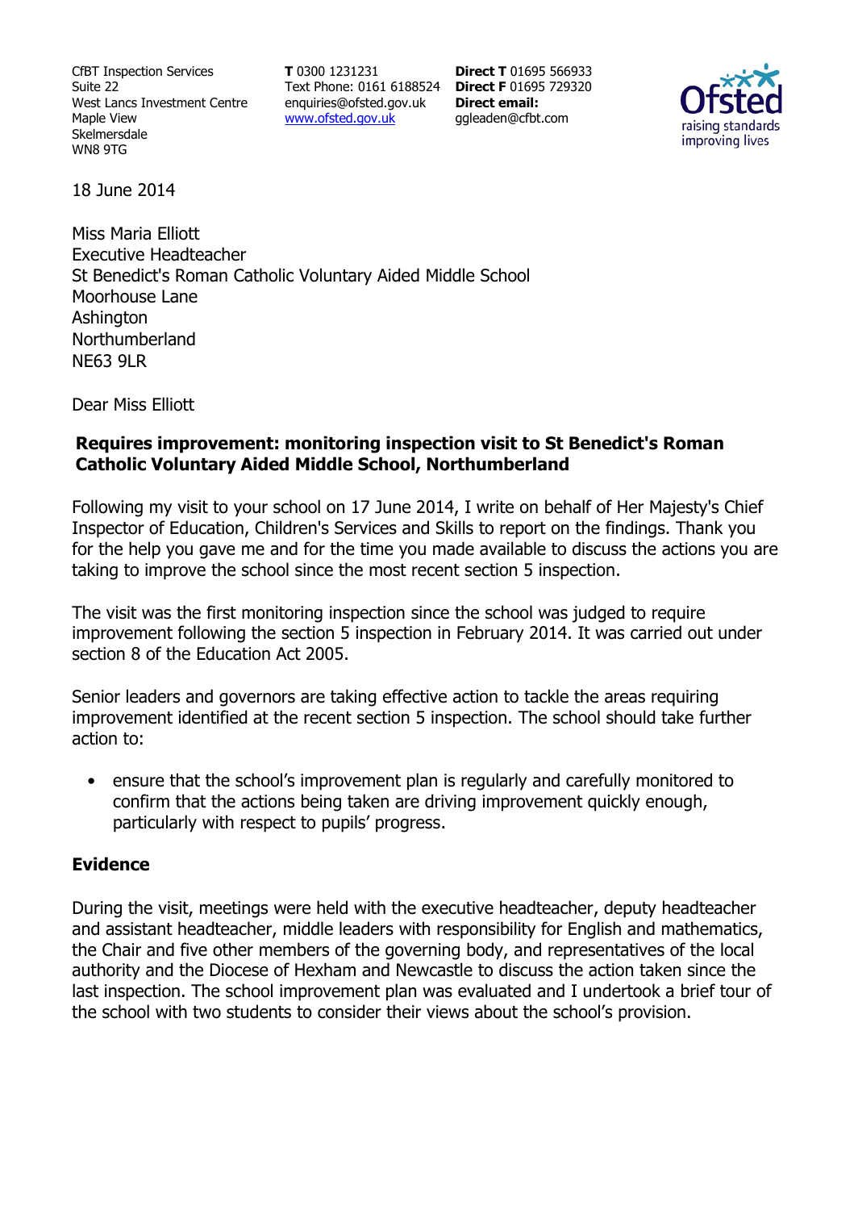CfBT Inspection Services
Suite 22
West Lancs Investment Centre
Maple View
Skelmersdale
WN8 9TG

**T** 0300 1231231
Text Phone: 0161 6188524
enquiries@ofsted.gov.uk
www.ofsted.gov.uk

**Direct T** 01695 566933
**Direct F** 01695 729320
**Direct email:**
ggleaden@cfbt.com

18 June 2014

Miss Maria Elliott
Executive Headteacher
St Benedict's Roman Catholic Voluntary Aided Middle School
Moorhouse Lane
Ashington
Northumberland
NE63 9LR

Dear Miss Elliott

**Requires improvement: monitoring inspection visit to St Benedict's Roman Catholic Voluntary Aided Middle School, Northumberland**

Following my visit to your school on 17 June 2014, I write on behalf of Her Majesty's Chief Inspector of Education, Children's Services and Skills to report on the findings. Thank you for the help you gave me and for the time you made available to discuss the actions you are taking to improve the school since the most recent section 5 inspection.

The visit was the first monitoring inspection since the school was judged to require improvement following the section 5 inspection in February 2014. It was carried out under section 8 of the Education Act 2005.

Senior leaders and governors are taking effective action to tackle the areas requiring improvement identified at the recent section 5 inspection. The school should take further action to:

- ensure that the school's improvement plan is regularly and carefully monitored to confirm that the actions being taken are driving improvement quickly enough, particularly with respect to pupils' progress.

## Evidence

During the visit, meetings were held with the executive headteacher, deputy headteacher and assistant headteacher, middle leaders with responsibility for English and mathematics, the Chair and five other members of the governing body, and representatives of the local authority and the Diocese of Hexham and Newcastle to discuss the action taken since the last inspection. The school improvement plan was evaluated and I undertook a brief tour of the school with two students to consider their views about the school's provision.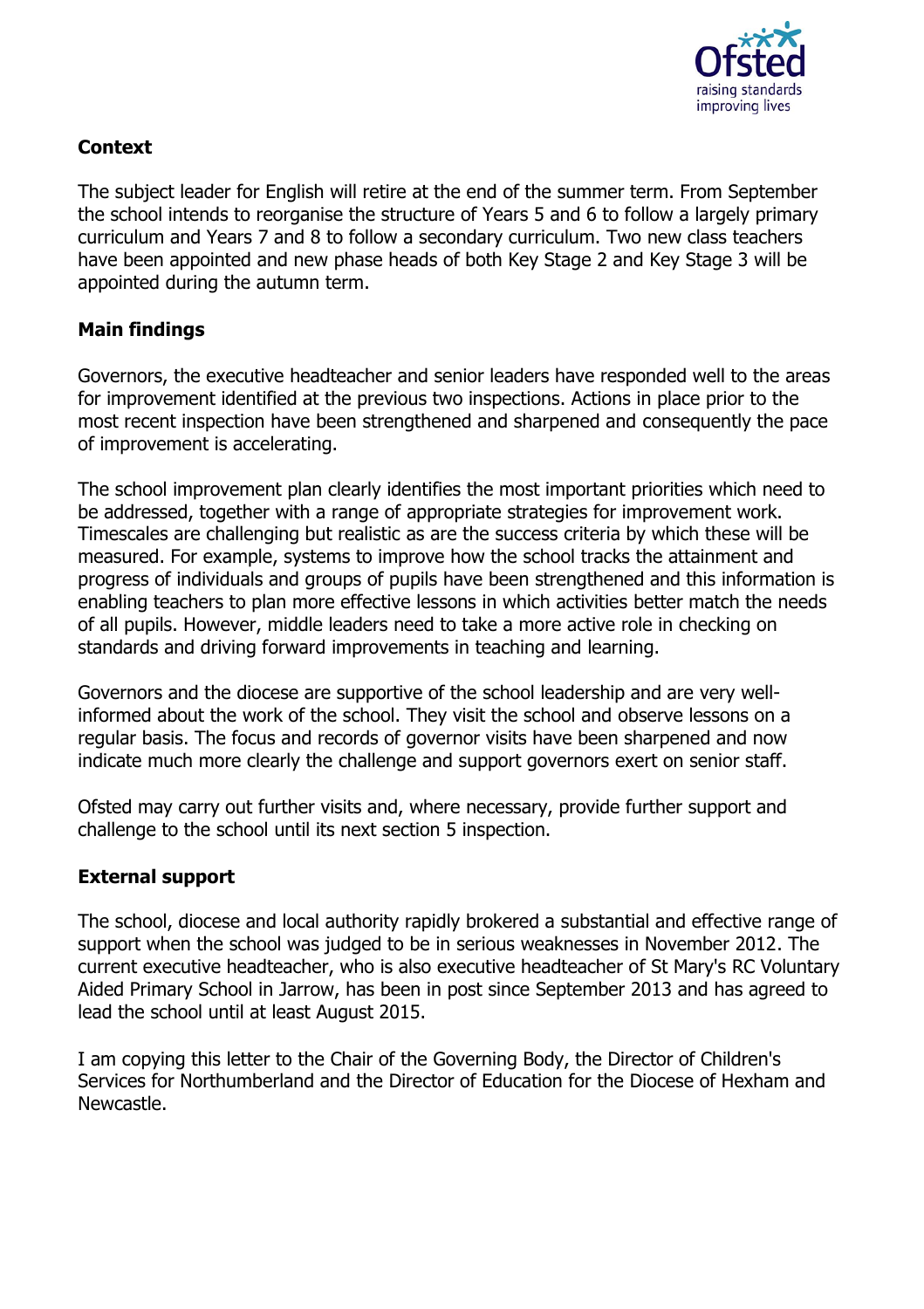## Context

The subject leader for English will retire at the end of the summer term. From September the school intends to reorganise the structure of Years 5 and 6 to follow a largely primary curriculum and Years 7 and 8 to follow a secondary curriculum. Two new class teachers have been appointed and new phase heads of both Key Stage 2 and Key Stage 3 will be appointed during the autumn term.

## Main findings

Governors, the executive headteacher and senior leaders have responded well to the areas for improvement identified at the previous two inspections. Actions in place prior to the most recent inspection have been strengthened and sharpened and consequently the pace of improvement is accelerating.

The school improvement plan clearly identifies the most important priorities which need to be addressed, together with a range of appropriate strategies for improvement work. Timescales are challenging but realistic as are the success criteria by which these will be measured. For example, systems to improve how the school tracks the attainment and progress of individuals and groups of pupils have been strengthened and this information is enabling teachers to plan more effective lessons in which activities better match the needs of all pupils. However, middle leaders need to take a more active role in checking on standards and driving forward improvements in teaching and learning.

Governors and the diocese are supportive of the school leadership and are very well-informed about the work of the school. They visit the school and observe lessons on a regular basis. The focus and records of governor visits have been sharpened and now indicate much more clearly the challenge and support governors exert on senior staff.

Ofsted may carry out further visits and, where necessary, provide further support and challenge to the school until its next section 5 inspection.

## External support

The school, diocese and local authority rapidly brokered a substantial and effective range of support when the school was judged to be in serious weaknesses in November 2012. The current executive headteacher, who is also executive headteacher of St Mary's RC Voluntary Aided Primary School in Jarrow, has been in post since September 2013 and has agreed to lead the school until at least August 2015.

I am copying this letter to the Chair of the Governing Body, the Director of Children's Services for Northumberland and the Director of Education for the Diocese of Hexham and Newcastle.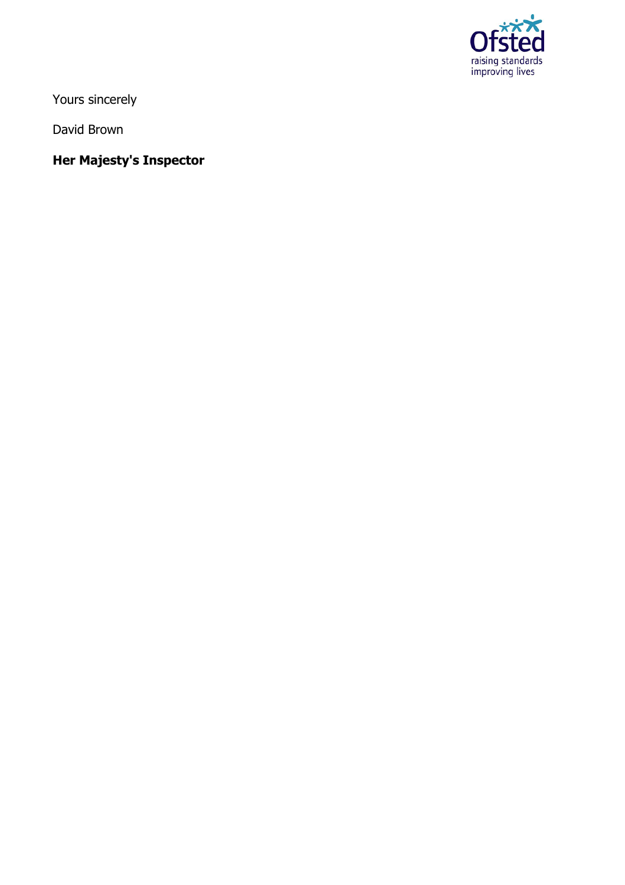Yours sincerely

David Brown

**Her Majesty's Inspector**